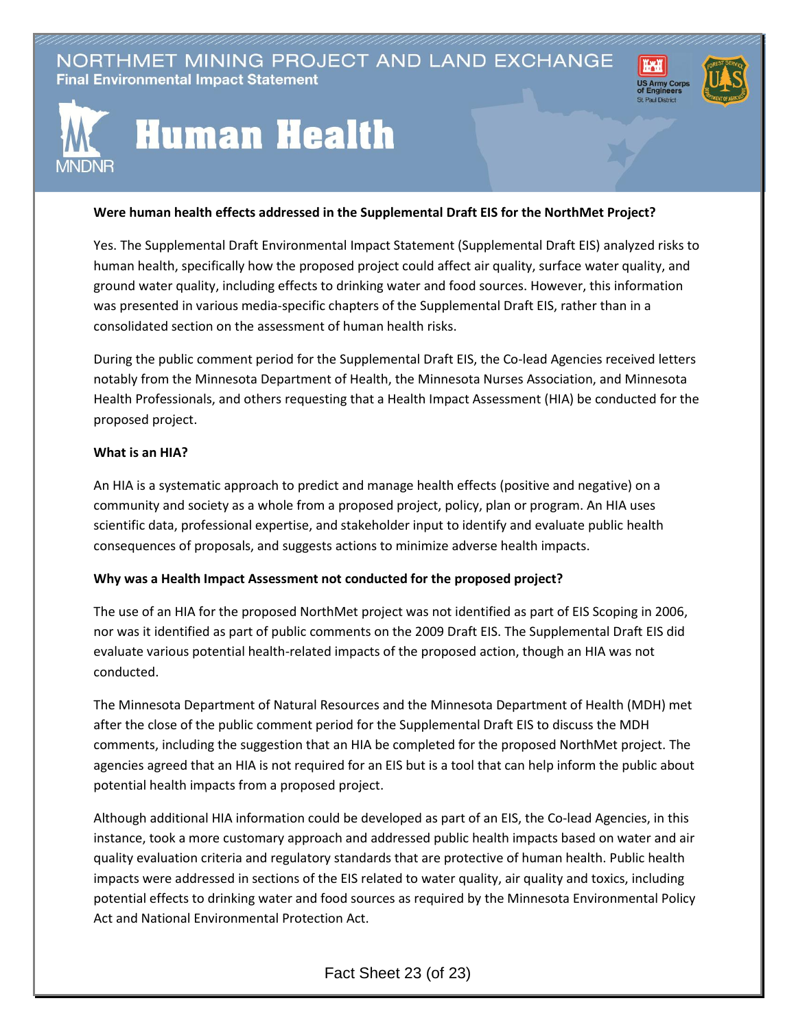# NORTHMET MINING PROJECT AND LAND EXCHANGE

**Final Environmental Impact Statement**

## Human Health

**Were human health effects addressed in the Supplemental Draft EIS for the NorthMet Project?**

Yes. The Supplemental Draft Environmental Impact Statement (Supplemental Draft EIS) analyzed risks to human health, specifically how the proposed project could affect air quality, surface water quality, and ground water quality, including effects to drinking water and food sources. However, this information was presented in various media-specific chapters of the Supplemental Draft EIS, rather than in a consolidated section on the assessment of human health risks.

During the public comment period for the Supplemental Draft EIS, the Co-lead Agencies received letters notably from the Minnesota Department of Health, the Minnesota Nurses Association, and Minnesota Health Professionals, and others requesting that a Health Impact Assessment (HIA) be conducted for the proposed project.

**What is an HIA?**

An HIA is a systematic approach to predict and manage health effects (positive and negative) on a community and society as a whole from a proposed project, policy, plan or program. An HIA uses scientific data, professional expertise, and stakeholder input to identify and evaluate public health consequences of proposals, and suggests actions to minimize adverse health impacts.

**Why was a Health Impact Assessment not conducted for the proposed project?**

The use of an HIA for the proposed NorthMet project was not identified as part of EIS Scoping in 2006, nor was it identified as part of public comments on the 2009 Draft EIS. The Supplemental Draft EIS did evaluate various potential health-related impacts of the proposed action, though an HIA was not conducted.

The Minnesota Department of Natural Resources and the Minnesota Department of Health (MDH) met after the close of the public comment period for the Supplemental Draft EIS to discuss the MDH comments, including the suggestion that an HIA be completed for the proposed NorthMet project. The agencies agreed that an HIA is not required for an EIS but is a tool that can help inform the public about potential health impacts from a proposed project.

Although additional HIA information could be developed as part of an EIS, the Co-lead Agencies, in this instance, took a more customary approach and addressed public health impacts based on water and air quality evaluation criteria and regulatory standards that are protective of human health. Public health impacts were addressed in sections of the EIS related to water quality, air quality and toxics, including potential effects to drinking water and food sources as required by the Minnesota Environmental Policy Act and National Environmental Protection Act.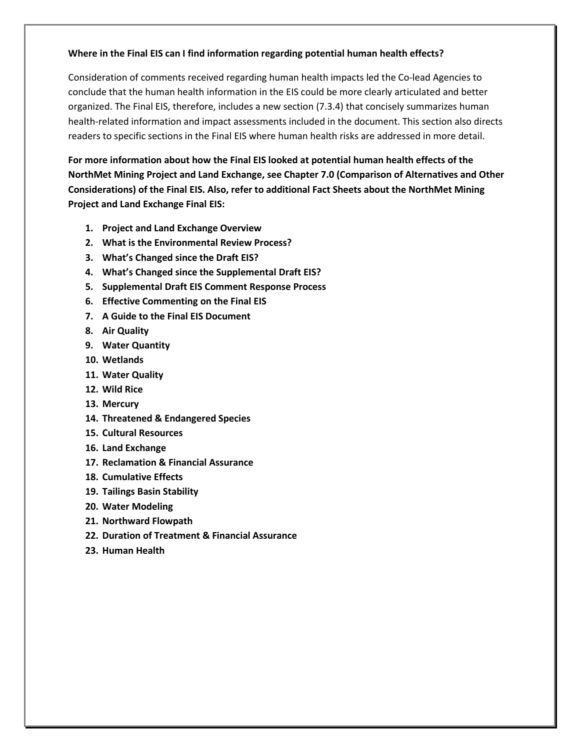**Where in the Final EIS can I find information regarding potential human health effects?**

Consideration of comments received regarding human health impacts led the Co-lead Agencies to conclude that the human health information in the EIS could be more clearly articulated and better organized. The Final EIS, therefore, includes a new section (7.3.4) that concisely summarizes human health-related information and impact assessments included in the document. This section also directs readers to specific sections in the Final EIS where human health risks are addressed in more detail.

**For more information about how the Final EIS looked at potential human health effects of the NorthMet Mining Project and Land Exchange, see Chapter 7.0 (Comparison of Alternatives and Other Considerations) of the Final EIS. Also, refer to additional Fact Sheets about the NorthMet Mining Project and Land Exchange Final EIS:**

1. **Project and Land Exchange Overview**
2. **What is the Environmental Review Process?**
3. **What's Changed since the Draft EIS?**
4. **What's Changed since the Supplemental Draft EIS?**
5. **Supplemental Draft EIS Comment Response Process**
6. **Effective Commenting on the Final EIS**
7. **A Guide to the Final EIS Document**
8. **Air Quality**
9. **Water Quantity**
10. **Wetlands**
11. **Water Quality**
12. **Wild Rice**
13. **Mercury**
14. **Threatened & Endangered Species**
15. **Cultural Resources**
16. **Land Exchange**
17. **Reclamation & Financial Assurance**
18. **Cumulative Effects**
19. **Tailings Basin Stability**
20. **Water Modeling**
21. **Northward Flowpath**
22. **Duration of Treatment & Financial Assurance**
23. **Human Health**